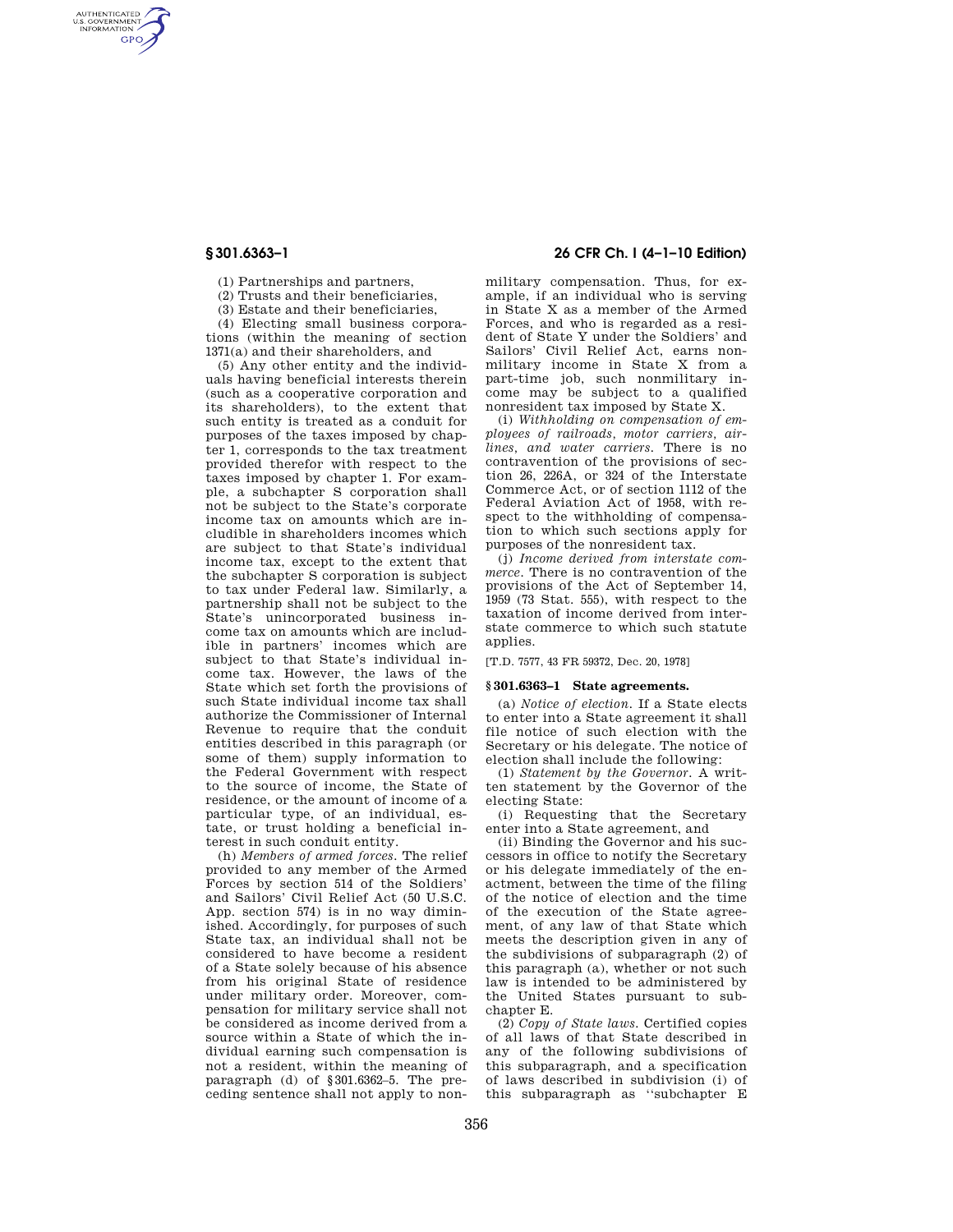(1) Partnerships and partners,

(2) Trusts and their beneficiaries,

(3) Estate and their beneficiaries,

(4) Electing small business corporations (within the meaning of section 1371(a) and their shareholders, and

(5) Any other entity and the individuals having beneficial interests therein (such as a cooperative corporation and its shareholders), to the extent that such entity is treated as a conduit for purposes of the taxes imposed by chapter 1, corresponds to the tax treatment provided therefor with respect to the taxes imposed by chapter 1. For example, a subchapter S corporation shall not be subject to the State's corporate income tax on amounts which are includible in shareholders incomes which are subject to that State's individual income tax, except to the extent that the subchapter S corporation is subject to tax under Federal law. Similarly, a partnership shall not be subject to the State's unincorporated business income tax on amounts which are includible in partners' incomes which are subject to that State's individual income tax. However, the laws of the State which set forth the provisions of such State individual income tax shall authorize the Commissioner of Internal Revenue to require that the conduit entities described in this paragraph (or some of them) supply information to the Federal Government with respect to the source of income, the State of residence, or the amount of income of a particular type, of an individual, estate, or trust holding a beneficial interest in such conduit entity.

(h) *Members of armed forces.* The relief provided to any member of the Armed Forces by section 514 of the Soldiers' and Sailors' Civil Relief Act (50 U.S.C. App. section 574) is in no way diminished. Accordingly, for purposes of such State tax, an individual shall not be considered to have become a resident of a State solely because of his absence from his original State of residence under military order. Moreover, compensation for military service shall not be considered as income derived from a source within a State of which the individual earning such compensation is not a resident, within the meaning of paragraph (d) of §301.6362–5. The preceding sentence shall not apply to nonmilitary compensation. Thus, for example, if an individual who is serving in State X as a member of the Armed Forces, and who is regarded as a resident of State Y under the Soldiers' and Sailors' Civil Relief Act, earns nonmilitary income in State X from a part-time job, such nonmilitary income may be subject to a qualified nonresident tax imposed by State X.

(i) *Withholding on compensation of employees of railroads, motor carriers, airlines, and water carriers.* There is no contravention of the provisions of section 26, 226A, or 324 of the Interstate Commerce Act, or of section 1112 of the Federal Aviation Act of 1958, with respect to the withholding of compensation to which such sections apply for purposes of the nonresident tax.

(j) *Income derived from interstate commerce.* There is no contravention of the provisions of the Act of September 14, 1959 (73 Stat. 555), with respect to the taxation of income derived from interstate commerce to which such statute applies.

[T.D. 7577, 43 FR 59372, Dec. 20, 1978]

## § 301.6363–1 State agreements.

(a) *Notice of election.* If a State elects to enter into a State agreement it shall file notice of such election with the Secretary or his delegate. The notice of election shall include the following:

(1) *Statement by the Governor.* A written statement by the Governor of the electing State:

(i) Requesting that the Secretary enter into a State agreement, and

(ii) Binding the Governor and his successors in office to notify the Secretary or his delegate immediately of the enactment, between the time of the filing of the notice of election and the time of the execution of the State agreement, of any law of that State which meets the description given in any of the subdivisions of subparagraph (2) of this paragraph (a), whether or not such law is intended to be administered by the United States pursuant to subchapter E.

(2) *Copy of State laws.* Certified copies of all laws of that State described in any of the following subdivisions of this subparagraph, and a specification of laws described in subdivision (i) of this subparagraph as "subchapter E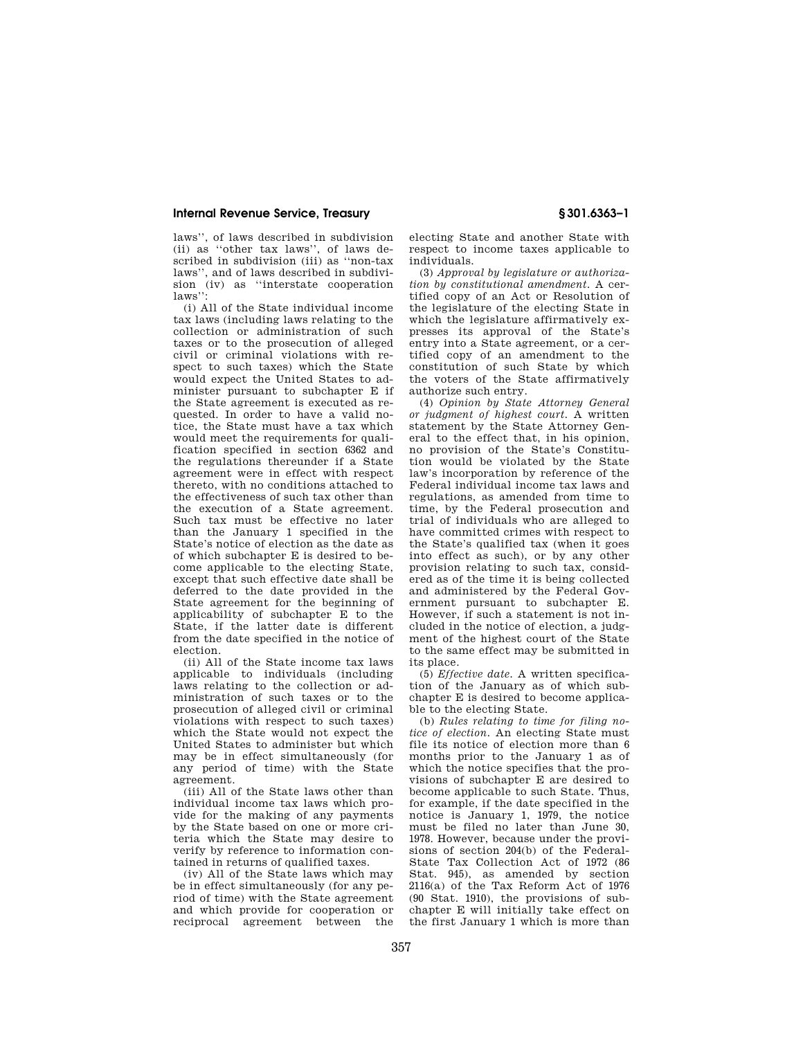laws'', of laws described in subdivision (ii) as ''other tax laws'', of laws described in subdivision (iii) as ''non-tax laws'', and of laws described in subdivision (iv) as ''interstate cooperation laws'':

(i) All of the State individual income tax laws (including laws relating to the collection or administration of such taxes or to the prosecution of alleged civil or criminal violations with respect to such taxes) which the State would expect the United States to administer pursuant to subchapter E if the State agreement is executed as requested. In order to have a valid notice, the State must have a tax which would meet the requirements for qualification specified in section 6362 and the regulations thereunder if a State agreement were in effect with respect thereto, with no conditions attached to the effectiveness of such tax other than the execution of a State agreement. Such tax must be effective no later than the January 1 specified in the State's notice of election as the date as of which subchapter E is desired to become applicable to the electing State, except that such effective date shall be deferred to the date provided in the State agreement for the beginning of applicability of subchapter E to the State, if the latter date is different from the date specified in the notice of election.

(ii) All of the State income tax laws applicable to individuals (including laws relating to the collection or administration of such taxes or to the prosecution of alleged civil or criminal violations with respect to such taxes) which the State would not expect the United States to administer but which may be in effect simultaneously (for any period of time) with the State agreement.

(iii) All of the State laws other than individual income tax laws which provide for the making of any payments by the State based on one or more criteria which the State may desire to verify by reference to information contained in returns of qualified taxes.

(iv) All of the State laws which may be in effect simultaneously (for any period of time) with the State agreement and which provide for cooperation or reciprocal agreement between the electing State and another State with respect to income taxes applicable to individuals.

(3) *Approval by legislature or authorization by constitutional amendment.* A certified copy of an Act or Resolution of the legislature of the electing State in which the legislature affirmatively expresses its approval of the State's entry into a State agreement, or a certified copy of an amendment to the constitution of such State by which the voters of the State affirmatively authorize such entry.

(4) *Opinion by State Attorney General or judgment of highest court.* A written statement by the State Attorney General to the effect that, in his opinion, no provision of the State's Constitution would be violated by the State law's incorporation by reference of the Federal individual income tax laws and regulations, as amended from time to time, by the Federal prosecution and trial of individuals who are alleged to have committed crimes with respect to the State's qualified tax (when it goes into effect as such), or by any other provision relating to such tax, considered as of the time it is being collected and administered by the Federal Government pursuant to subchapter E. However, if such a statement is not included in the notice of election, a judgment of the highest court of the State to the same effect may be submitted in its place.

(5) *Effective date.* A written specification of the January as of which subchapter E is desired to become applicable to the electing State.

(b) *Rules relating to time for filing notice of election.* An electing State must file its notice of election more than 6 months prior to the January 1 as of which the notice specifies that the provisions of subchapter E are desired to become applicable to such State. Thus, for example, if the date specified in the notice is January 1, 1979, the notice must be filed no later than June 30, 1978. However, because under the provisions of section 204(b) of the Federal-State Tax Collection Act of 1972 (86 Stat. 945), as amended by section 2116(a) of the Tax Reform Act of 1976 (90 Stat. 1910), the provisions of subchapter E will initially take effect on the first January 1 which is more than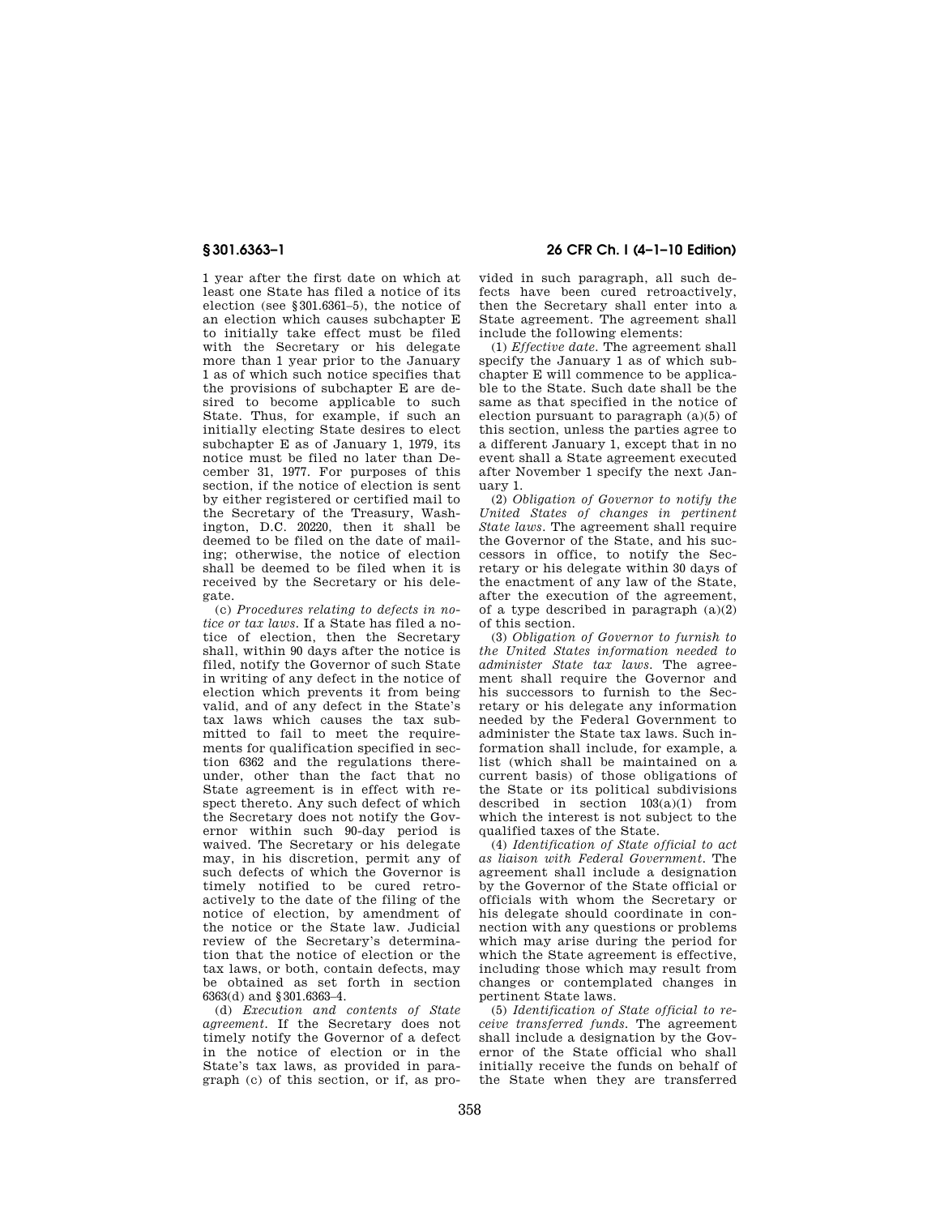1 year after the first date on which at least one State has filed a notice of its election (see §301.6361–5), the notice of an election which causes subchapter E to initially take effect must be filed with the Secretary or his delegate more than 1 year prior to the January 1 as of which such notice specifies that the provisions of subchapter E are desired to become applicable to such State. Thus, for example, if such an initially electing State desires to elect subchapter E as of January 1, 1979, its notice must be filed no later than December 31, 1977. For purposes of this section, if the notice of election is sent by either registered or certified mail to the Secretary of the Treasury, Washington, D.C. 20220, then it shall be deemed to be filed on the date of mailing; otherwise, the notice of election shall be deemed to be filed when it is received by the Secretary or his delegate.

(c) *Procedures relating to defects in notice or tax laws.* If a State has filed a notice of election, then the Secretary shall, within 90 days after the notice is filed, notify the Governor of such State in writing of any defect in the notice of election which prevents it from being valid, and of any defect in the State's tax laws which causes the tax submitted to fail to meet the requirements for qualification specified in section 6362 and the regulations thereunder, other than the fact that no State agreement is in effect with respect thereto. Any such defect of which the Secretary does not notify the Governor within such 90-day period is waived. The Secretary or his delegate may, in his discretion, permit any of such defects of which the Governor is timely notified to be cured retroactively to the date of the filing of the notice of election, by amendment of the notice or the State law. Judicial review of the Secretary's determination that the notice of election or the tax laws, or both, contain defects, may be obtained as set forth in section 6363(d) and §301.6363–4.

(d) *Execution and contents of State agreement.* If the Secretary does not timely notify the Governor of a defect in the notice of election or in the State's tax laws, as provided in paragraph (c) of this section, or if, as provided in such paragraph, all such defects have been cured retroactively, then the Secretary shall enter into a State agreement. The agreement shall include the following elements:

(1) *Effective date.* The agreement shall specify the January 1 as of which subchapter E will commence to be applicable to the State. Such date shall be the same as that specified in the notice of election pursuant to paragraph (a)(5) of this section, unless the parties agree to a different January 1, except that in no event shall a State agreement executed after November 1 specify the next January 1.

(2) *Obligation of Governor to notify the United States of changes in pertinent State laws.* The agreement shall require the Governor of the State, and his successors in office, to notify the Secretary or his delegate within 30 days of the enactment of any law of the State, after the execution of the agreement, of a type described in paragraph (a)(2) of this section.

(3) *Obligation of Governor to furnish to the United States information needed to administer State tax laws.* The agreement shall require the Governor and his successors to furnish to the Secretary or his delegate any information needed by the Federal Government to administer the State tax laws. Such information shall include, for example, a list (which shall be maintained on a current basis) of those obligations of the State or its political subdivisions described in section 103(a)(1) from which the interest is not subject to the qualified taxes of the State.

(4) *Identification of State official to act as liaison with Federal Government.* The agreement shall include a designation by the Governor of the State official or officials with whom the Secretary or his delegate should coordinate in connection with any questions or problems which may arise during the period for which the State agreement is effective, including those which may result from changes or contemplated changes in pertinent State laws.

(5) *Identification of State official to receive transferred funds.* The agreement shall include a designation by the Governor of the State official who shall initially receive the funds on behalf of the State when they are transferred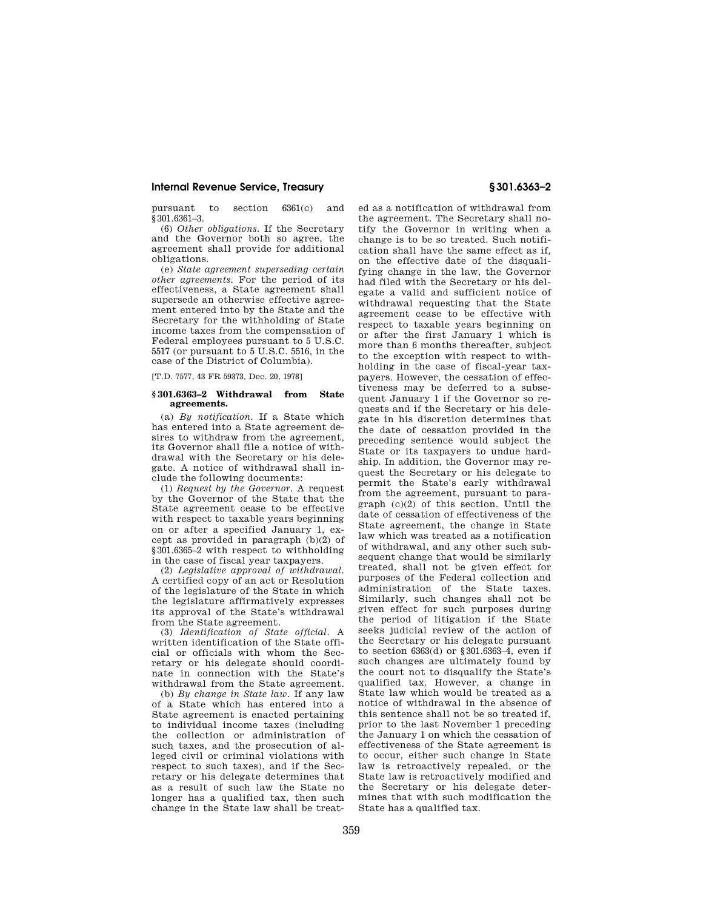pursuant to section 6361(c) and §301.6361–3.

(6) *Other obligations.* If the Secretary and the Governor both so agree, the agreement shall provide for additional obligations.

(e) *State agreement superseding certain other agreements.* For the period of its effectiveness, a State agreement shall supersede an otherwise effective agreement entered into by the State and the Secretary for the withholding of State income taxes from the compensation of Federal employees pursuant to 5 U.S.C. 5517 (or pursuant to 5 U.S.C. 5516, in the case of the District of Columbia).

[T.D. 7577, 43 FR 59373, Dec. 20, 1978]

## §301.6363–2 Withdrawal from State agreements.

(a) *By notification.* If a State which has entered into a State agreement desires to withdraw from the agreement, its Governor shall file a notice of withdrawal with the Secretary or his delegate. A notice of withdrawal shall include the following documents:

(1) *Request by the Governor.* A request by the Governor of the State that the State agreement cease to be effective with respect to taxable years beginning on or after a specified January 1, except as provided in paragraph (b)(2) of §301.6365–2 with respect to withholding in the case of fiscal year taxpayers.

(2) *Legislative approval of withdrawal.* A certified copy of an act or Resolution of the legislature of the State in which the legislature affirmatively expresses its approval of the State's withdrawal from the State agreement.

(3) *Identification of State official.* A written identification of the State official or officials with whom the Secretary or his delegate should coordinate in connection with the State's withdrawal from the State agreement.

(b) *By change in State law.* If any law of a State which has entered into a State agreement is enacted pertaining to individual income taxes (including the collection or administration of such taxes, and the prosecution of alleged civil or criminal violations with respect to such taxes), and if the Secretary or his delegate determines that as a result of such law the State no longer has a qualified tax, then such change in the State law shall be treated as a notification of withdrawal from the agreement. The Secretary shall notify the Governor in writing when a change is to be so treated. Such notification shall have the same effect as if, on the effective date of the disqualifying change in the law, the Governor had filed with the Secretary or his delegate a valid and sufficient notice of withdrawal requesting that the State agreement cease to be effective with respect to taxable years beginning on or after the first January 1 which is more than 6 months thereafter, subject to the exception with respect to withholding in the case of fiscal-year taxpayers. However, the cessation of effectiveness may be deferred to a subsequent January 1 if the Governor so requests and if the Secretary or his delegate in his discretion determines that the date of cessation provided in the preceding sentence would subject the State or its taxpayers to undue hardship. In addition, the Governor may request the Secretary or his delegate to permit the State's early withdrawal from the agreement, pursuant to paragraph (c)(2) of this section. Until the date of cessation of effectiveness of the State agreement, the change in State law which was treated as a notification of withdrawal, and any other such subsequent change that would be similarly treated, shall not be given effect for purposes of the Federal collection and administration of the State taxes. Similarly, such changes shall not be given effect for such purposes during the period of litigation if the State seeks judicial review of the action of the Secretary or his delegate pursuant to section 6363(d) or §301.6363–4, even if such changes are ultimately found by the court not to disqualify the State's qualified tax. However, a change in State law which would be treated as a notice of withdrawal in the absence of this sentence shall not be so treated if, prior to the last November 1 preceding the January 1 on which the cessation of effectiveness of the State agreement is to occur, either such change in State law is retroactively repealed, or the State law is retroactively modified and the Secretary or his delegate determines that with such modification the State has a qualified tax.